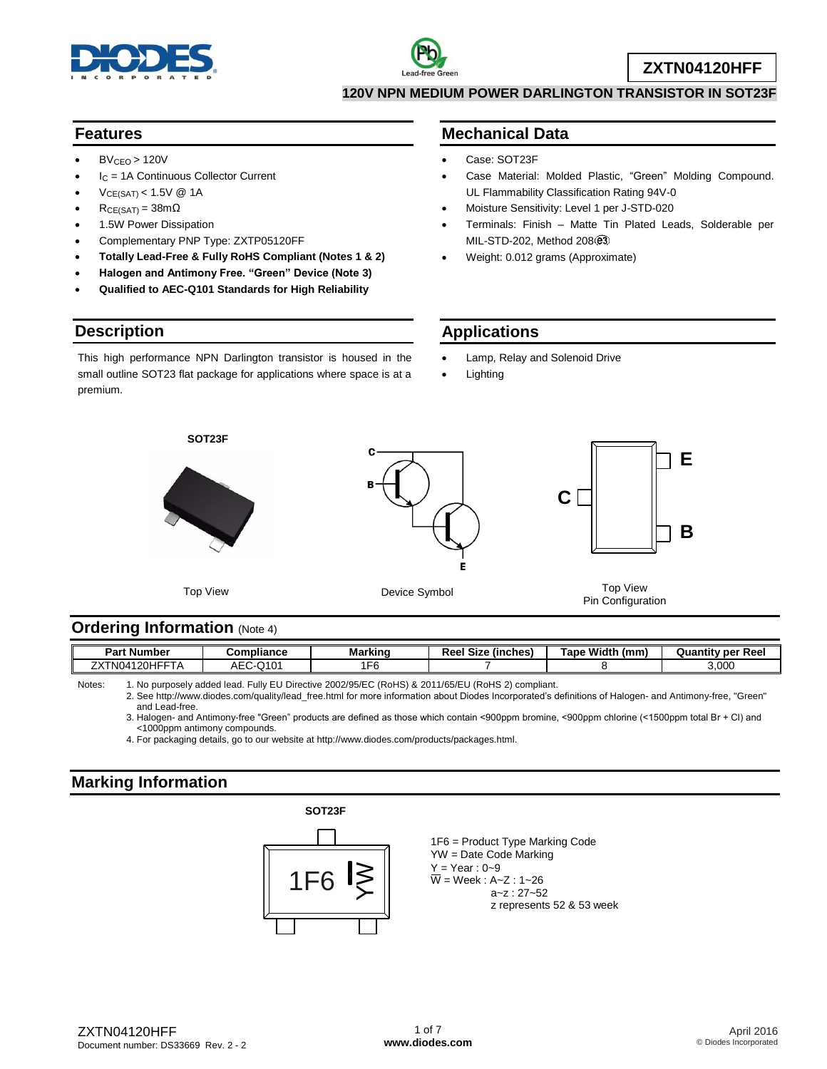# ZXTN04120HFF

## 120V NPN MEDIUM POWER DARLINGTON TRANSISTOR IN SOT23F

## Features

- $BV_{CEO}$ > 120V
- $I_C$ = 1A Continuous Collector Current
- $V_{CE(SAT)}$ < 1.5V @ 1A
- $R_{CE(SAT)}$ = 38mΩ
- 1.5W Power Dissipation
- Complementary PNP Type: ZXTP05120FF
- **Totally Lead-Free & Fully RoHS Compliant (Notes 1 & 2)**
- **Halogen and Antimony Free. "Green" Device (Note 3)**
- **Qualified to AEC-Q101 Standards for High Reliability**

## Mechanical Data

- Case: SOT23F
- Case Material: Molded Plastic, "Green" Molding Compound. UL Flammability Classification Rating 94V-0
- Moisture Sensitivity: Level 1 per J-STD-020
- Terminals: Finish – Matte Tin Plated Leads, Solderable per MIL-STD-202, Method 208 (e3)
- Weight: 0.012 grams (Approximate)

## Description

This high performance NPN Darlington transistor is housed in the small outline SOT23 flat package for applications where space is at a premium.

## Applications

- Lamp, Relay and Solenoid Drive
- Lighting

SOT23F

Top View

Device Symbol

Top View
Pin Configuration

## Ordering Information (Note 4)

| Part Number | Compliance | Marking | Reel Size (inches) | Tape Width (mm) | Quantity per Reel |
|---|---|---|---|---|---|
| ZXTN04120HFFTA | AEC-Q101 | 1F6 | 7 | 8 | 3,000 |

Notes:
1. No purposely added lead. Fully EU Directive 2002/95/EC (RoHS) & 2011/65/EU (RoHS 2) compliant.
2. See http://www.diodes.com/quality/lead_free.html for more information about Diodes Incorporated's definitions of Halogen- and Antimony-free, "Green" and Lead-free.
3. Halogen- and Antimony-free "Green" products are defined as those which contain <900ppm bromine, <900ppm chlorine (<1500ppm total Br + Cl) and <1000ppm antimony compounds.
4. For packaging details, go to our website at http://www.diodes.com/products/packages.html.

## Marking Information

SOT23F

1F6 = Product Type Marking Code
YW = Date Code Marking
Y = Year : 0~9
W = Week : A~Z : 1~26
a~z : 27~52
z represents 52 & 53 week

ZXTN04120HFF
Document number: DS33669 Rev. 2 - 2

April 2016
© Diodes Incorporated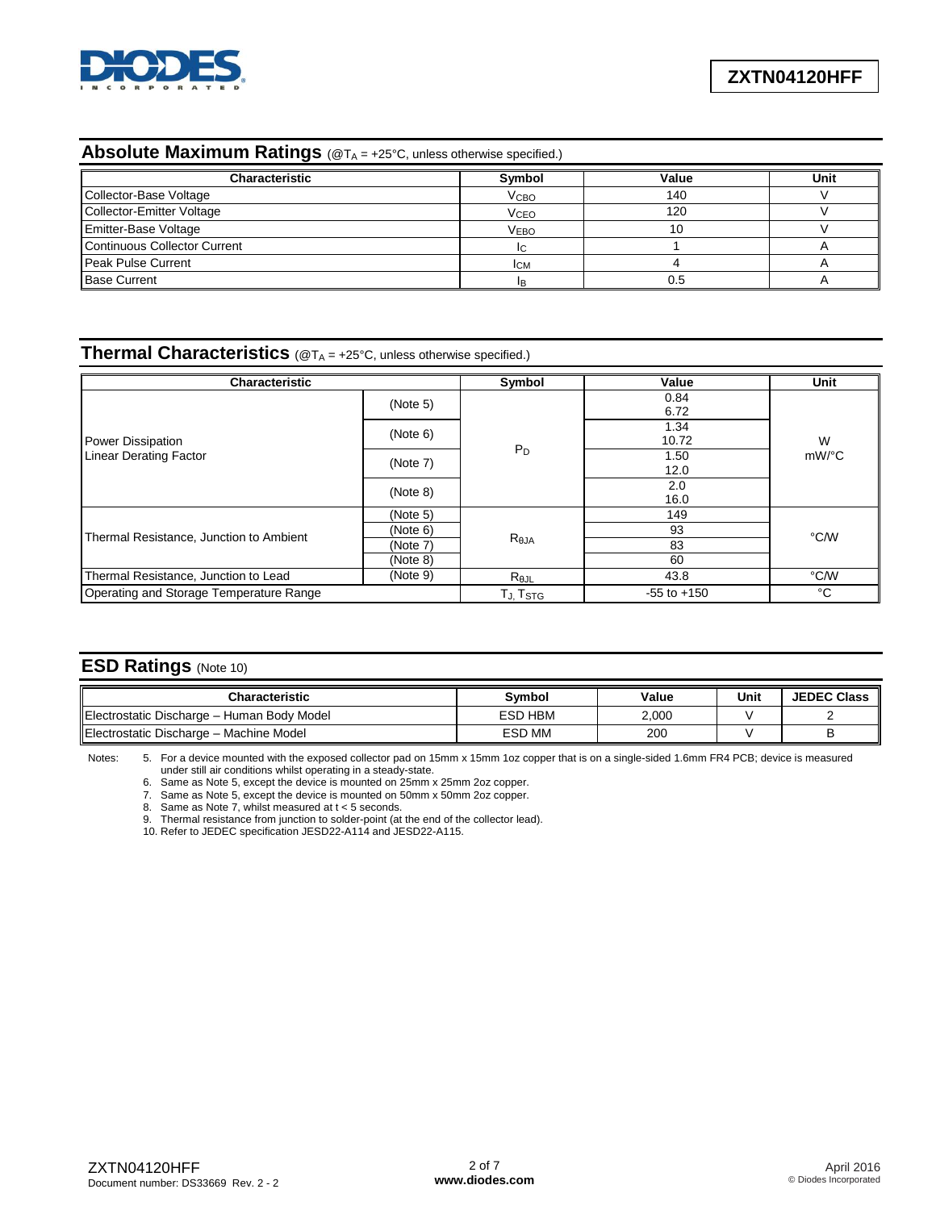## Absolute Maximum Ratings (@$T_A$ = +25°C, unless otherwise specified.)

| Characteristic | Symbol | Value | Unit |
|---|---|---|---|
| Collector-Base Voltage | $V_{CBO}$ | 140 | V |
| Collector-Emitter Voltage | $V_{CEO}$ | 120 | V |
| Emitter-Base Voltage | $V_{EBO}$ | 10 | V |
| Continuous Collector Current | $I_C$ | 1 | A |
| Peak Pulse Current | $I_{CM}$ | 4 | A |
| Base Current | $I_B$ | 0.5 | A |

## Thermal Characteristics (@$T_A$ = +25°C, unless otherwise specified.)

| Characteristic | | Symbol | Value | Unit |
|---|---|---|---|---|
| Power Dissipation<br>Linear Derating Factor | (Note 5) | $P_D$ | 0.84<br>6.72 | W<br>mW/°C |
| | (Note 6) | | 1.34<br>10.72 | |
| | (Note 7) | | 1.50<br>12.0 | |
| | (Note 8) | | 2.0<br>16.0 | |
| Thermal Resistance, Junction to Ambient | (Note 5) | $R_{\theta JA}$ | 149 | °C/W |
| | (Note 6) | | 93 | |
| | (Note 7) | | 83 | |
| | (Note 8) | | 60 | |
| Thermal Resistance, Junction to Lead | (Note 9) | $R_{\theta JL}$ | 43.8 | °C/W |
| Operating and Storage Temperature Range | | $T_J$, $T_{STG}$ | -55 to +150 | °C |

## ESD Ratings (Note 10)

| Characteristic | Symbol | Value | Unit | JEDEC Class |
|---|---|---|---|---|
| Electrostatic Discharge – Human Body Model | ESD HBM | 2,000 | V | 2 |
| Electrostatic Discharge – Machine Model | ESD MM | 200 | V | B |

Notes:
5. For a device mounted with the exposed collector pad on 15mm x 15mm 1oz copper that is on a single-sided 1.6mm FR4 PCB; device is measured under still air conditions whilst operating in a steady-state.
6. Same as Note 5, except the device is mounted on 25mm x 25mm 2oz copper.
7. Same as Note 5, except the device is mounted on 50mm x 50mm 2oz copper.
8. Same as Note 7, whilst measured at t < 5 seconds.
9. Thermal resistance from junction to solder-point (at the end of the collector lead).
10. Refer to JEDEC specification JESD22-A114 and JESD22-A115.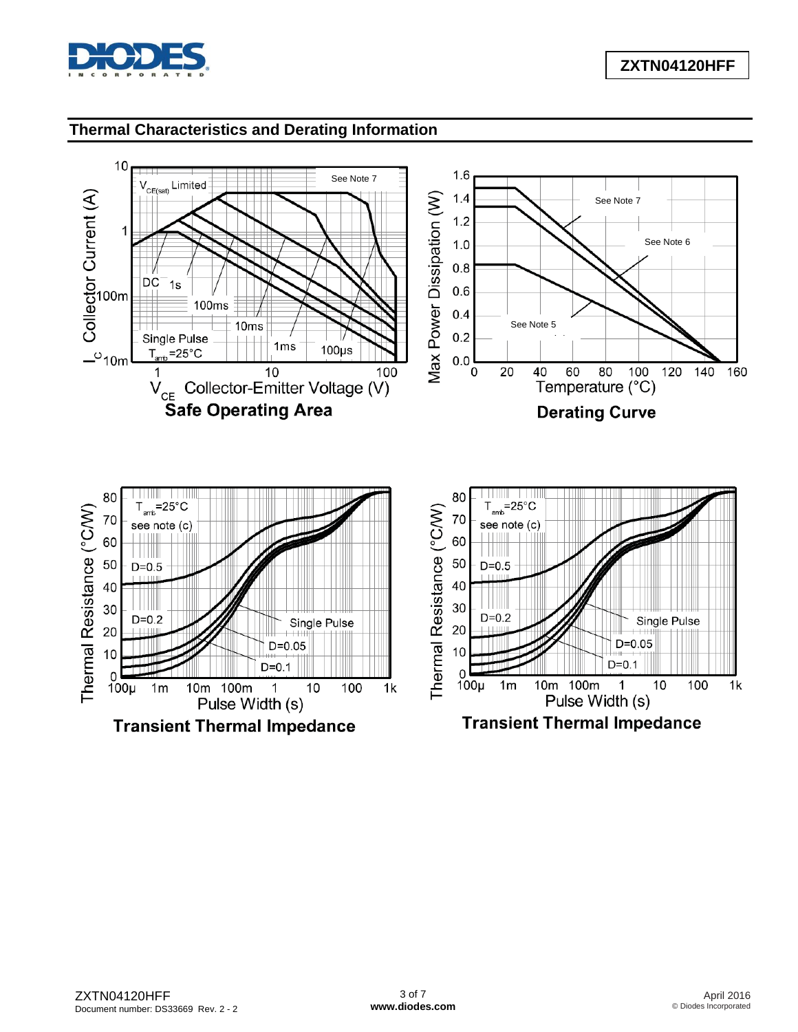## Thermal Characteristics and Derating Information

Safe Operating Area

Derating Curve

Transient Thermal Impedance

Transient Thermal Impedance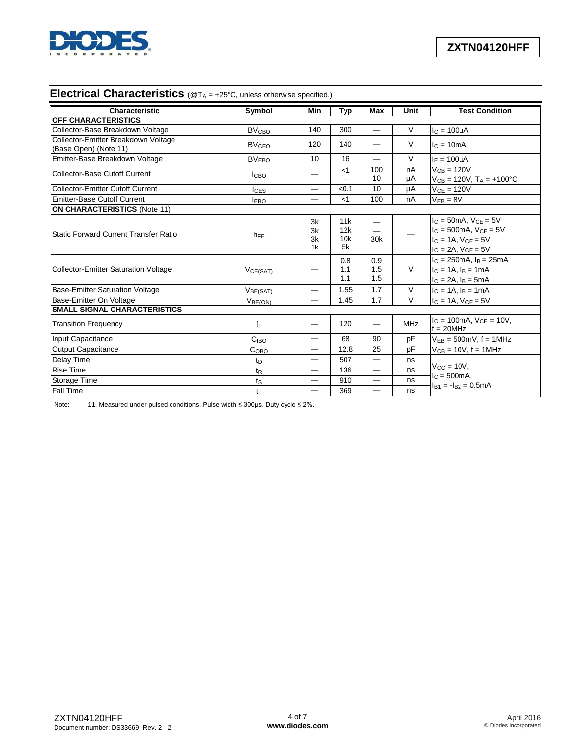## Electrical Characteristics (@$T_A$ = +25°C, unless otherwise specified.)

| Characteristic | Symbol | Min | Typ | Max | Unit | Test Condition |
|---|---|---|---|---|---|---|
| **OFF CHARACTERISTICS** | | | | | | |
| Collector-Base Breakdown Voltage | $BV_{CBO}$ | 140 | 300 | — | V | $I_C$ = 100µA |
| Collector-Emitter Breakdown Voltage (Base Open) (Note 11) | $BV_{CEO}$ | 120 | 140 | — | V | $I_C$ = 10mA |
| Emitter-Base Breakdown Voltage | $BV_{EBO}$ | 10 | 16 | — | V | $I_E$ = 100µA |
| Collector-Base Cutoff Current | $I_{CBO}$ | — | <1<br>— | 100<br>10 | nA<br>µA | $V_{CB}$ = 120V<br>$V_{CB}$ = 120V, $T_A$ = +100°C |
| Collector-Emitter Cutoff Current | $I_{CES}$ | — | <0.1 | 10 | µA | $V_{CE}$ = 120V |
| Emitter-Base Cutoff Current | $I_{EBO}$ | — | <1 | 100 | nA | $V_{EB}$ = 8V |
| **ON CHARACTERISTICS** (Note 11) | | | | | | |
| Static Forward Current Transfer Ratio | $h_{FE}$ | 3k<br>3k<br>3k<br>1k | 11k<br>12k<br>10k<br>5k | —<br>—<br>30k<br>— | — | $I_C$ = 50mA, $V_{CE}$ = 5V<br>$I_C$ = 500mA, $V_{CE}$ = 5V<br>$I_C$ = 1A, $V_{CE}$ = 5V<br>$I_C$ = 2A, $V_{CE}$ = 5V |
| Collector-Emitter Saturation Voltage | $V_{CE(SAT)}$ | — | 0.8<br>1.1<br>1.1 | 0.9<br>1.5<br>1.5 | V | $I_C$ = 250mA, $I_B$ = 25mA<br>$I_C$ = 1A, $I_B$ = 1mA<br>$I_C$ = 2A, $I_B$ = 5mA |
| Base-Emitter Saturation Voltage | $V_{BE(SAT)}$ | — | 1.55 | 1.7 | V | $I_C$ = 1A, $I_B$ = 1mA |
| Base-Emitter On Voltage | $V_{BE(ON)}$ | — | 1.45 | 1.7 | V | $I_C$ = 1A, $V_{CE}$ = 5V |
| **SMALL SIGNAL CHARACTERISTICS** | | | | | | |
| Transition Frequency | $f_T$ | — | 120 | — | MHz | $I_C$ = 100mA, $V_{CE}$ = 10V, f = 20MHz |
| Input Capacitance | $C_{IBO}$ | — | 68 | 90 | pF | $V_{EB}$ = 500mV, f = 1MHz |
| Output Capacitance | $C_{OBO}$ | — | 12.8 | 25 | pF | $V_{CB}$ = 10V, f = 1MHz |
| Delay Time | $t_D$ | — | 507 | — | ns | $V_{CC}$ = 10V, $I_C$ = 500mA, $I_{B1}$ = $-I_{B2}$ = 0.5mA |
| Rise Time | $t_R$ | — | 136 | — | ns | |
| Storage Time | $t_S$ | — | 910 | — | ns | |
| Fall Time | $t_F$ | — | 369 | — | ns | |

Note: 11. Measured under pulsed conditions. Pulse width ≤ 300µs. Duty cycle ≤ 2%.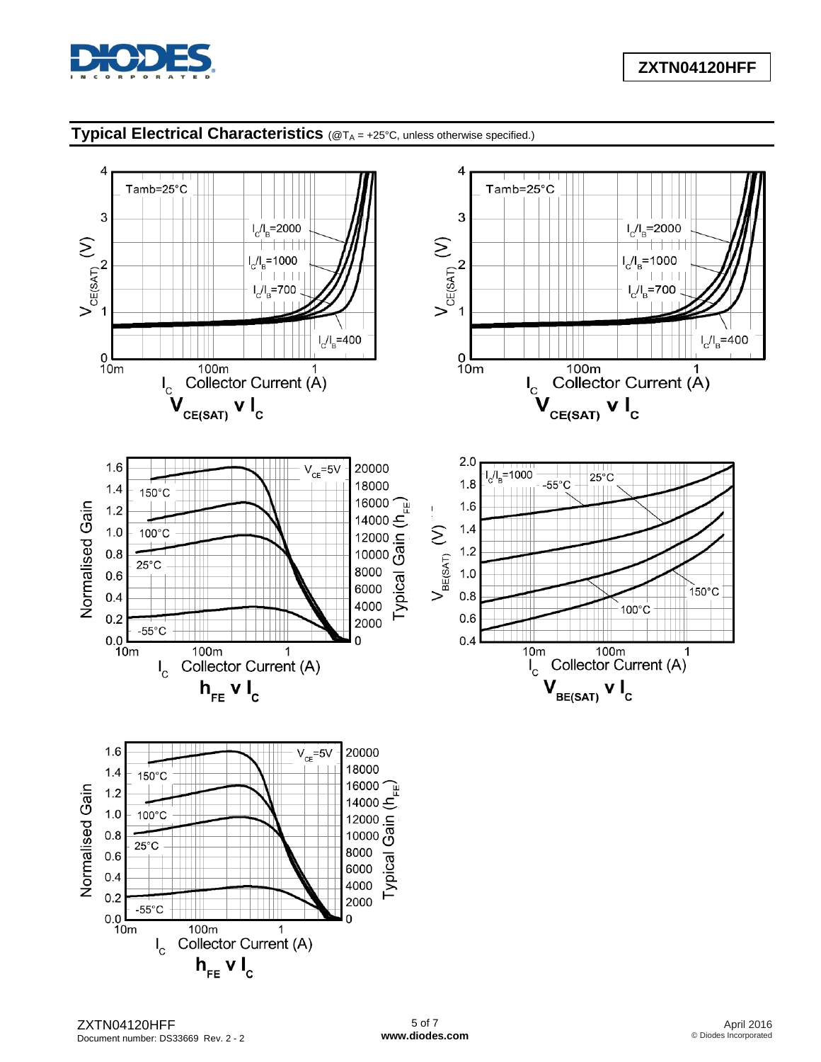## Typical Electrical Characteristics (@$T_A$ = +25°C, unless otherwise specified.)

$V_{CE(SAT)}$ v $I_C$

$V_{CE(SAT)}$ v $I_C$

$h_{FE}$ v $I_C$

$V_{BE(SAT)}$ v $I_C$

$h_{FE}$ v $I_C$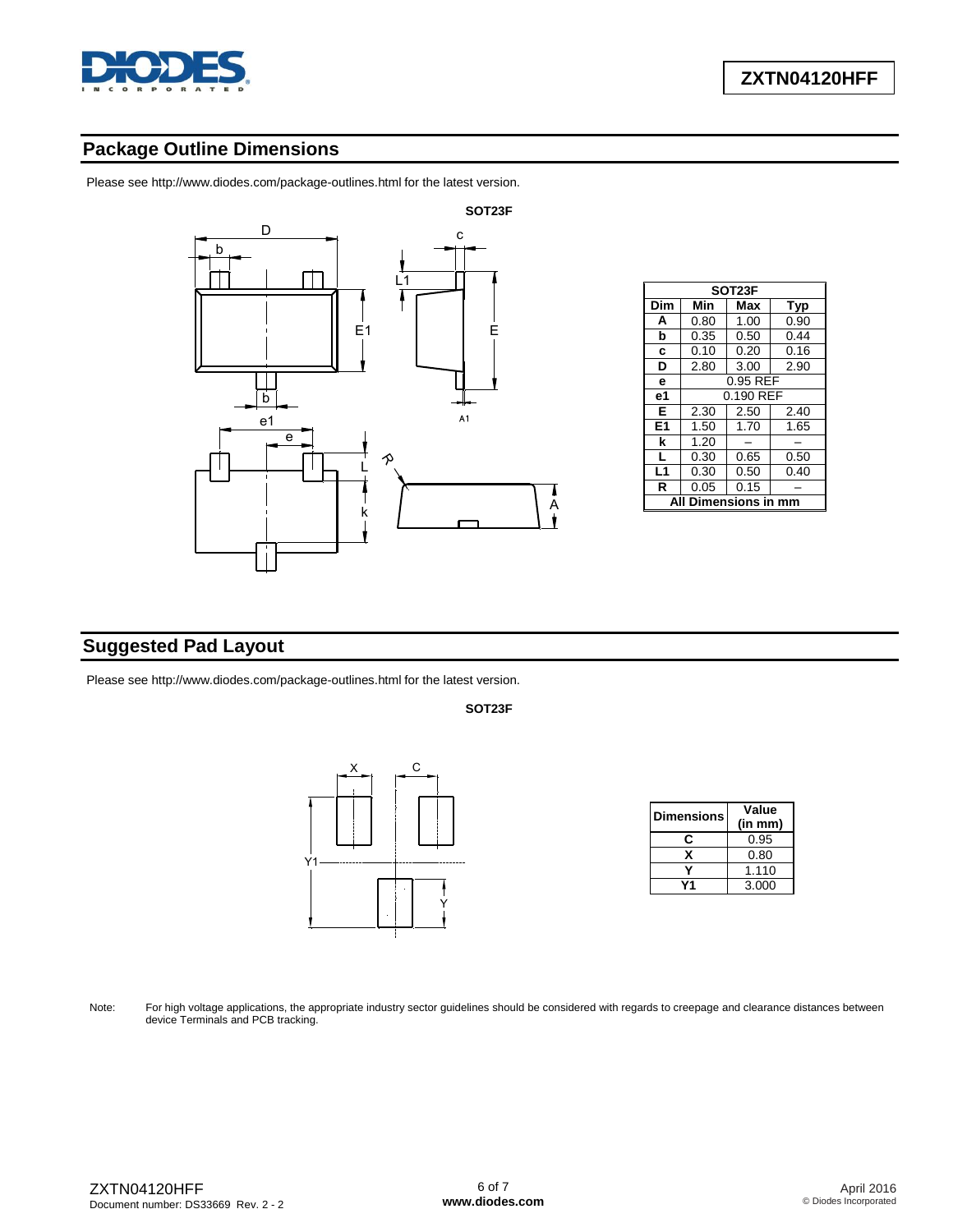## Package Outline Dimensions

Please see http://www.diodes.com/package-outlines.html for the latest version.

**SOT23F**

| SOT23F | | | |
|---|---|---|---|
| Dim | Min | Max | Typ |
| A | 0.80 | 1.00 | 0.90 |
| b | 0.35 | 0.50 | 0.44 |
| c | 0.10 | 0.20 | 0.16 |
| D | 2.80 | 3.00 | 2.90 |
| e | 0.95 REF | | |
| e1 | 0.190 REF | | |
| E | 2.30 | 2.50 | 2.40 |
| E1 | 1.50 | 1.70 | 1.65 |
| k | 1.20 | – | – |
| L | 0.30 | 0.65 | 0.50 |
| L1 | 0.30 | 0.50 | 0.40 |
| R | 0.05 | 0.15 | – |
| All Dimensions in mm | | | |

## Suggested Pad Layout

Please see http://www.diodes.com/package-outlines.html for the latest version.

**SOT23F**

| Dimensions | Value (in mm) |
|---|---|
| C | 0.95 |
| X | 0.80 |
| Y | 1.110 |
| Y1 | 3.000 |

Note: For high voltage applications, the appropriate industry sector guidelines should be considered with regards to creepage and clearance distances between device Terminals and PCB tracking.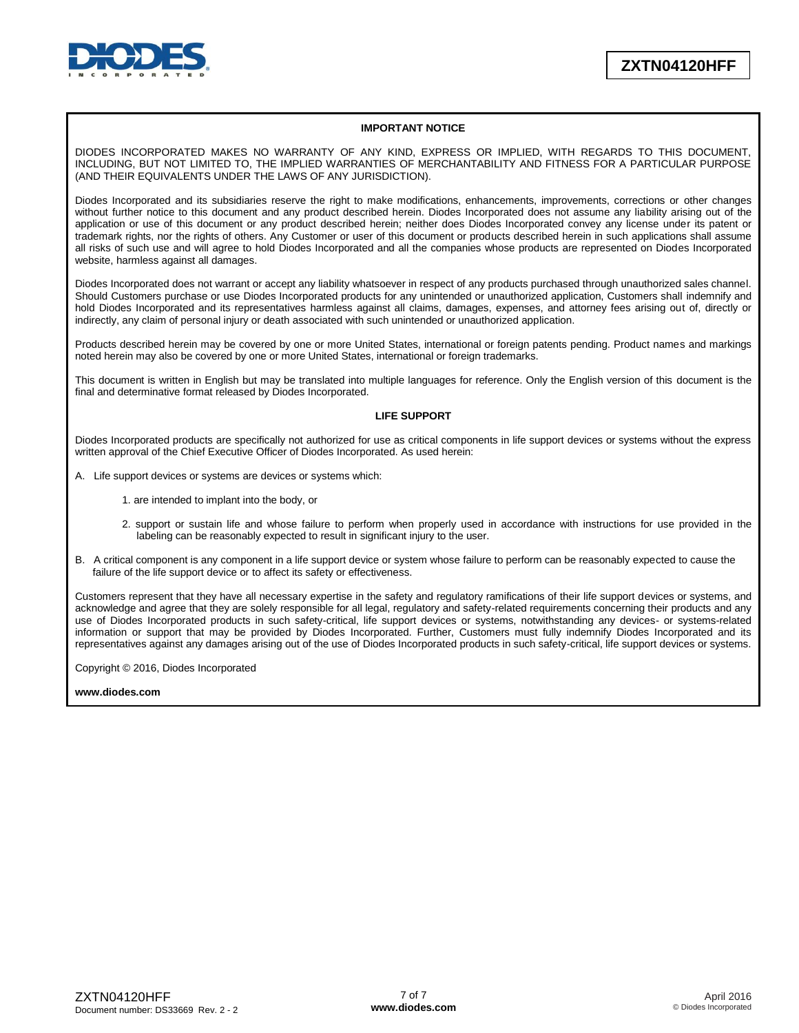## IMPORTANT NOTICE

DIODES INCORPORATED MAKES NO WARRANTY OF ANY KIND, EXPRESS OR IMPLIED, WITH REGARDS TO THIS DOCUMENT, INCLUDING, BUT NOT LIMITED TO, THE IMPLIED WARRANTIES OF MERCHANTABILITY AND FITNESS FOR A PARTICULAR PURPOSE (AND THEIR EQUIVALENTS UNDER THE LAWS OF ANY JURISDICTION).

Diodes Incorporated and its subsidiaries reserve the right to make modifications, enhancements, improvements, corrections or other changes without further notice to this document and any product described herein. Diodes Incorporated does not assume any liability arising out of the application or use of this document or any product described herein; neither does Diodes Incorporated convey any license under its patent or trademark rights, nor the rights of others. Any Customer or user of this document or products described herein in such applications shall assume all risks of such use and will agree to hold Diodes Incorporated and all the companies whose products are represented on Diodes Incorporated website, harmless against all damages.

Diodes Incorporated does not warrant or accept any liability whatsoever in respect of any products purchased through unauthorized sales channel. Should Customers purchase or use Diodes Incorporated products for any unintended or unauthorized application, Customers shall indemnify and hold Diodes Incorporated and its representatives harmless against all claims, damages, expenses, and attorney fees arising out of, directly or indirectly, any claim of personal injury or death associated with such unintended or unauthorized application.

Products described herein may be covered by one or more United States, international or foreign patents pending. Product names and markings noted herein may also be covered by one or more United States, international or foreign trademarks.

This document is written in English but may be translated into multiple languages for reference. Only the English version of this document is the final and determinative format released by Diodes Incorporated.

## LIFE SUPPORT

Diodes Incorporated products are specifically not authorized for use as critical components in life support devices or systems without the express written approval of the Chief Executive Officer of Diodes Incorporated. As used herein:

A. Life support devices or systems are devices or systems which:

   1. are intended to implant into the body, or

   2. support or sustain life and whose failure to perform when properly used in accordance with instructions for use provided in the labeling can be reasonably expected to result in significant injury to the user.

B. A critical component is any component in a life support device or system whose failure to perform can be reasonably expected to cause the failure of the life support device or to affect its safety or effectiveness.

Customers represent that they have all necessary expertise in the safety and regulatory ramifications of their life support devices or systems, and acknowledge and agree that they are solely responsible for all legal, regulatory and safety-related requirements concerning their products and any use of Diodes Incorporated products in such safety-critical, life support devices or systems, notwithstanding any devices- or systems-related information or support that may be provided by Diodes Incorporated. Further, Customers must fully indemnify Diodes Incorporated and its representatives against any damages arising out of the use of Diodes Incorporated products in such safety-critical, life support devices or systems.

Copyright © 2016, Diodes Incorporated

**www.diodes.com**